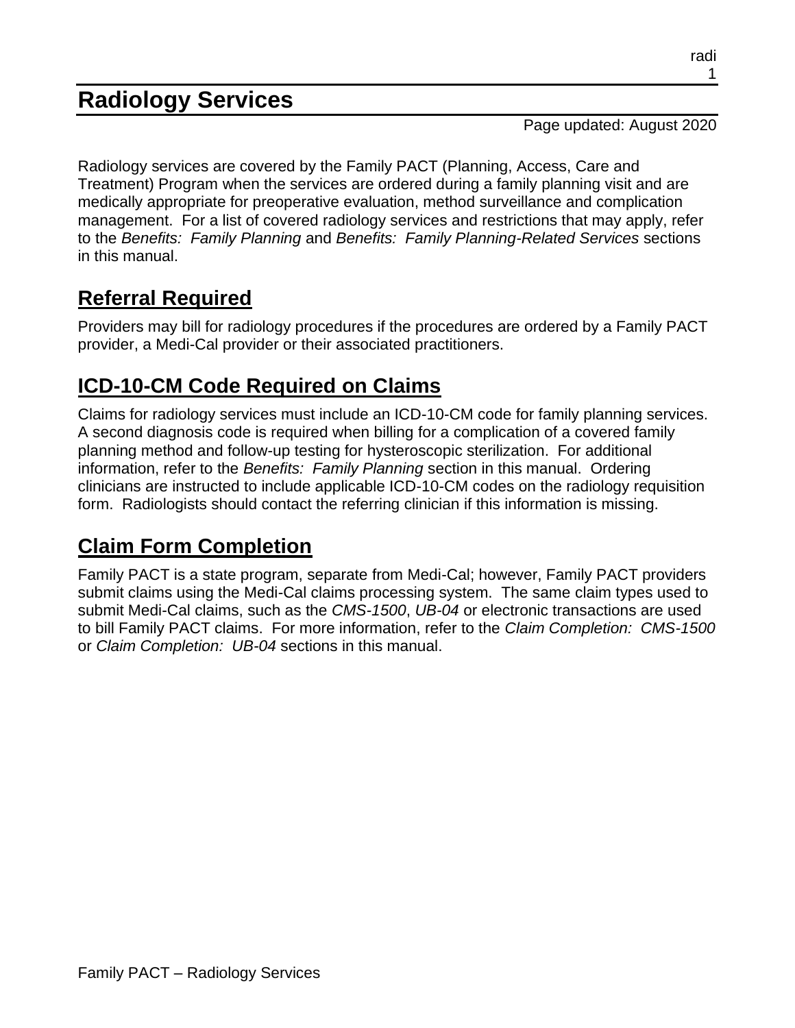# Radiology Services

Page updated: August 2020

Radiology services are covered by the Family PACT (Planning, Access, Care and Treatment) Program when the services are ordered during a family planning visit and are medically appropriate for preoperative evaluation, method surveillance and complication management. For a list of covered radiology services and restrictions that may apply, refer to the *Benefits: Family Planning* and *Benefits: Family Planning-Related Services* sections in this manual.

## Referral Required

Providers may bill for radiology procedures if the procedures are ordered by a Family PACT provider, a Medi-Cal provider or their associated practitioners.

## ICD-10-CM Code Required on Claims

Claims for radiology services must include an ICD-10-CM code for family planning services. A second diagnosis code is required when billing for a complication of a covered family planning method and follow-up testing for hysteroscopic sterilization. For additional information, refer to the *Benefits: Family Planning* section in this manual. Ordering clinicians are instructed to include applicable ICD-10-CM codes on the radiology requisition form. Radiologists should contact the referring clinician if this information is missing.

## Claim Form Completion

Family PACT is a state program, separate from Medi-Cal; however, Family PACT providers submit claims using the Medi-Cal claims processing system. The same claim types used to submit Medi-Cal claims, such as the *CMS-1500*, *UB-04* or electronic transactions are used to bill Family PACT claims. For more information, refer to the *Claim Completion: CMS-1500* or *Claim Completion: UB-04* sections in this manual.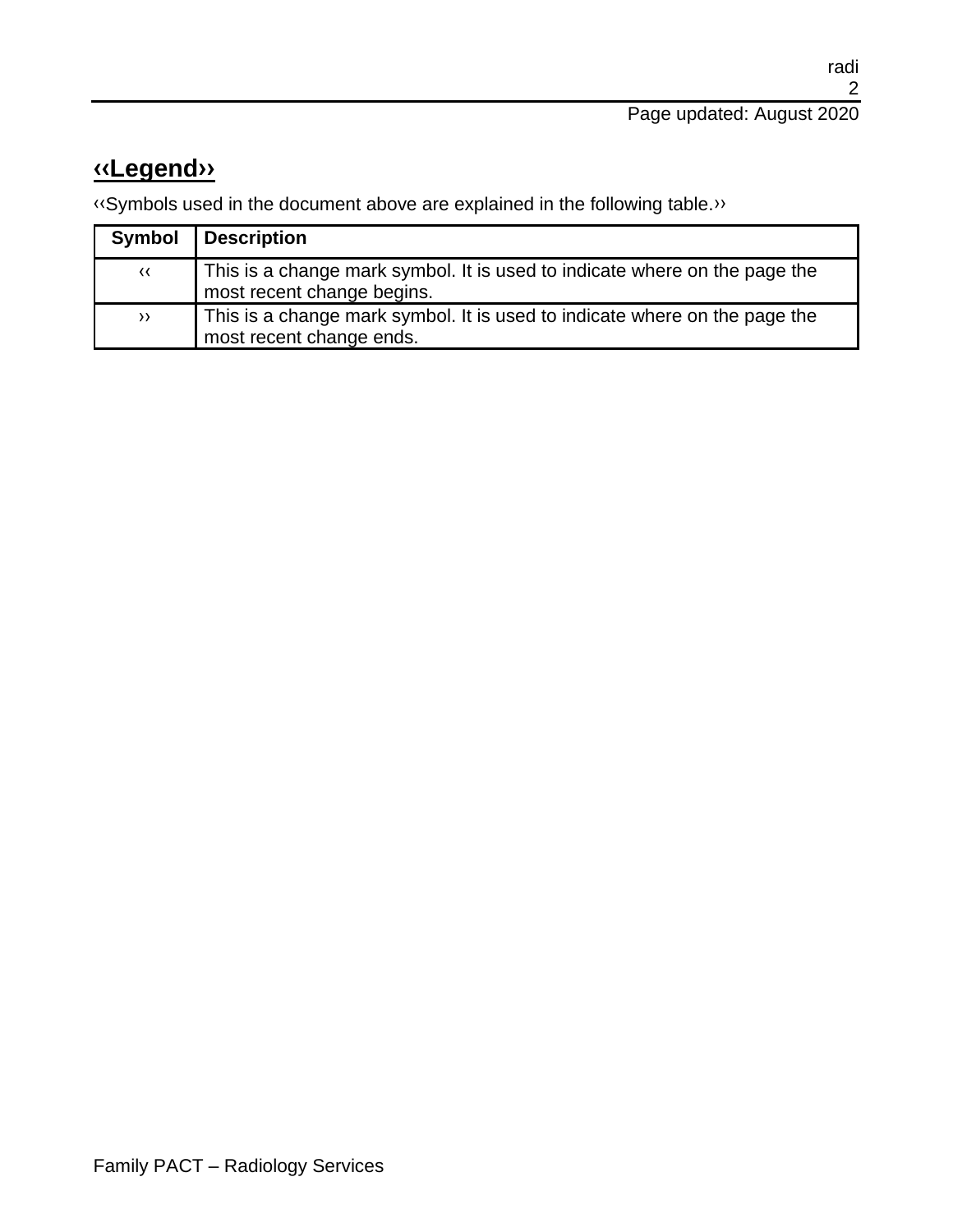## ‹‹Legend››

‹‹Symbols used in the document above are explained in the following table.››

| Symbol | Description |
|---|---|
| ‹‹ | This is a change mark symbol. It is used to indicate where on the page the most recent change begins. |
| ›› | This is a change mark symbol. It is used to indicate where on the page the most recent change ends. |